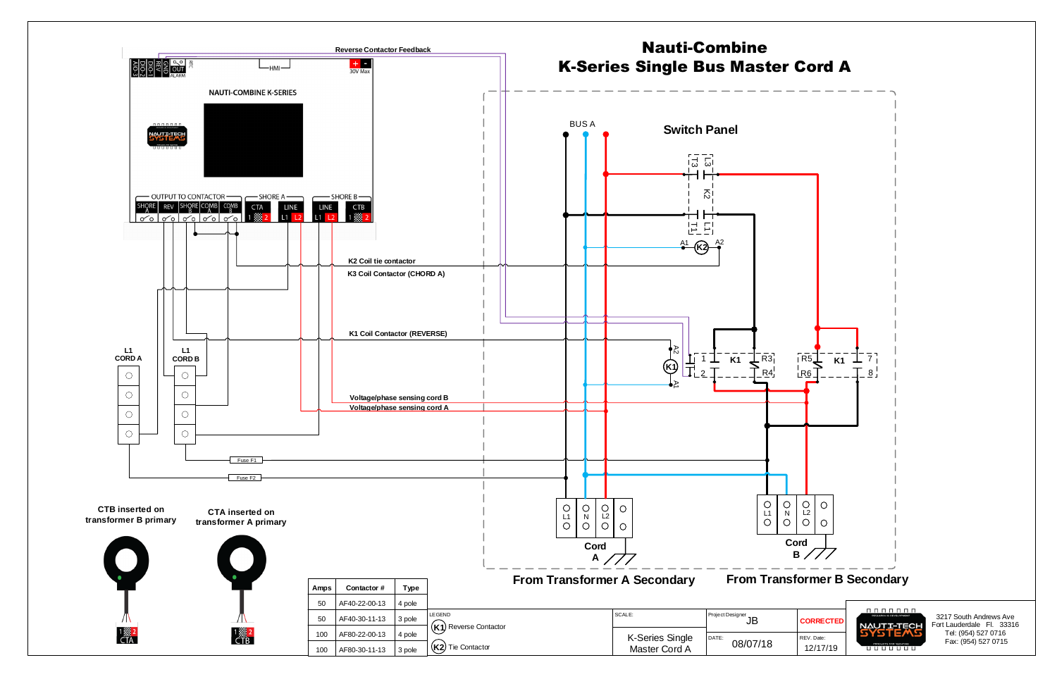# Nauti-Combine
# K-Series Single Bus Master Cord A

Reverse Contactor Feedback

AIO-3 DIO-2 DIO-1 GND OUT ALARM RTC HMI + − 30V Max

NAUTI-COMBINE K-SERIES

NAUTI-TECH SYSTEMS

OUTPUT TO CONTACTOR: SHORE A, REV, SHORE B, COMB A, COMB B

SHORE A: CTA 1 2, LINE L1 L2

SHORE B: LINE L1 L2, CTB 1 2

K2 Coil tie contactor

K3 Coil Contactor (CHORD A)

K1 Coil Contactor (REVERSE)

Voltage/phase sensing cord B

Voltage/phase sensing cord A

L1 CORD A

L1 CORD B

Fuse F1

Fuse F2

CTB inserted on transformer B primary

CTA inserted on transformer A primary

CTA

CTB

BUS A

Switch Panel

T3 L3 K2 T1 L1

A1 K2 A2

A2 K1 A1

1 2 K1 R3 R4

R5 R6 K1 7 8

L1 N L2

Cord A

L1 N L2

Cord B

From Transformer A Secondary

From Transformer B Secondary

| Amps | Contactor # | Type |
|---|---|---|
| 50 | AF40-22-00-13 | 4 pole |
| 50 | AF40-30-11-13 | 3 pole |
| 100 | AF80-22-00-13 | 4 pole |
| 100 | AF80-30-11-13 | 3 pole |

LEGEND

- K1 Reverse Contactor
- K2 Tie Contactor

SCALE: K-Series Single Master Cord A

Project Designer: JB

DATE: 08/07/18

CORRECTED

REV. Date: 12/17/19

NAUTI-TECH SYSTEMS

3217 South Andrews Ave
Fort Lauderdale Fl. 33316
Tel: (954) 527 0716
Fax: (954) 527 0715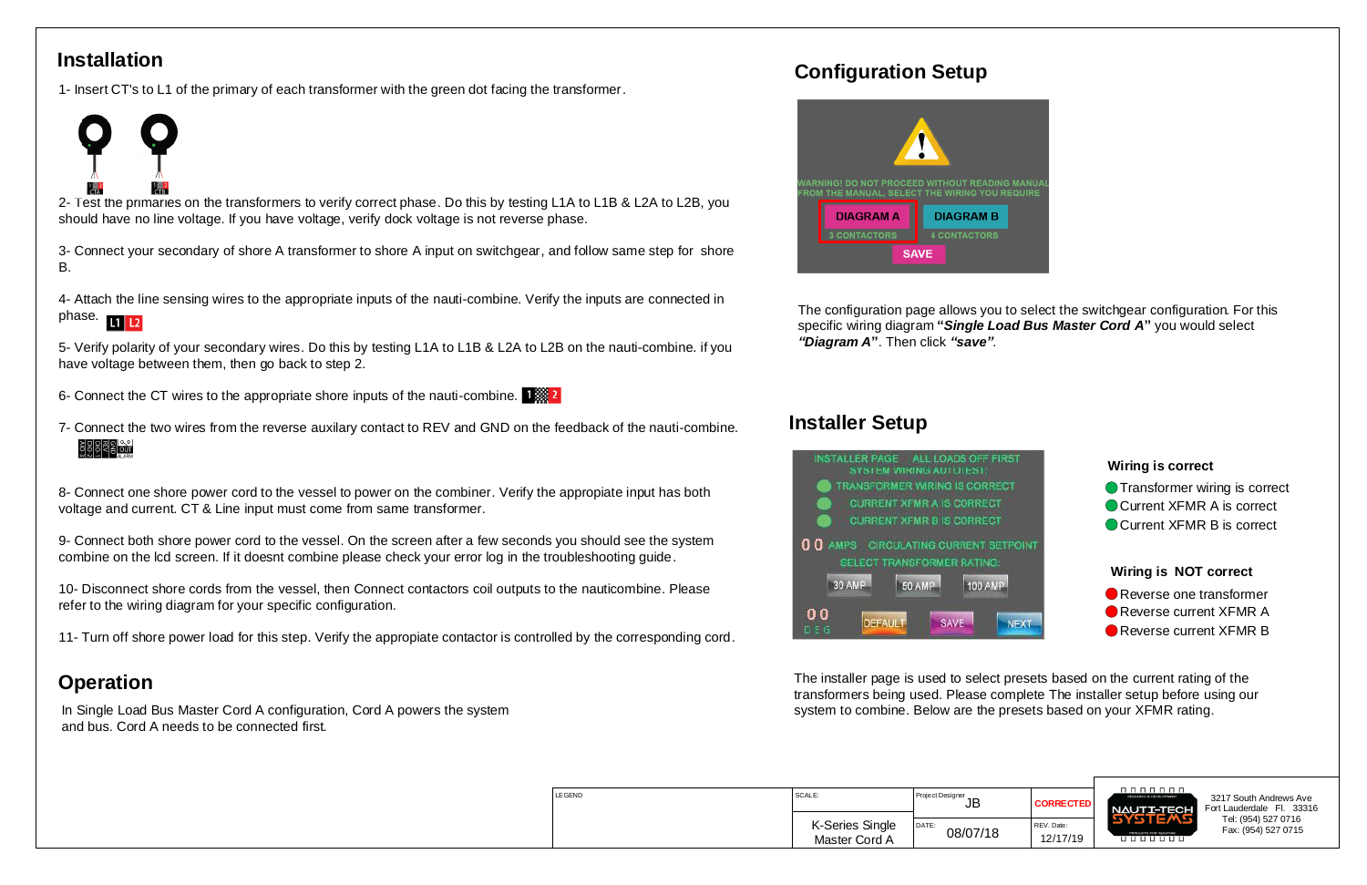## Installation

1- Insert CT's to L1 of the primary of each transformer with the green dot facing the transformer.

2- Test the primaries on the transformers to verify correct phase. Do this by testing L1A to L1B & L2A to L2B, you should have no line voltage. If you have voltage, verify dock voltage is not reverse phase.

3- Connect your secondary of shore A transformer to shore A input on switchgear, and follow same step for shore B.

4- Attach the line sensing wires to the appropriate inputs of the nauti-combine. Verify the inputs are connected in phase. L1 L2

5- Verify polarity of your secondary wires. Do this by testing L1A to L1B & L2A to L2B on the nauti-combine. if you have voltage between them, then go back to step 2.

6- Connect the CT wires to the appropriate shore inputs of the nauti-combine.

7- Connect the two wires from the reverse auxilary contact to REV and GND on the feedback of the nauti-combine.

8- Connect one shore power cord to the vessel to power on the combiner. Verify the appropiate input has both voltage and current. CT & Line input must come from same transformer.

9- Connect both shore power cord to the vessel. On the screen after a few seconds you should see the system combine on the lcd screen. If it doesnt combine please check your error log in the troubleshooting guide.

10- Disconnect shore cords from the vessel, then Connect contactors coil outputs to the nauticombine. Please refer to the wiring diagram for your specific configuration.

11- Turn off shore power load for this step. Verify the appropiate contactor is controlled by the corresponding cord.

## Operation

In Single Load Bus Master Cord A configuration, Cord A powers the system and bus. Cord A needs to be connected first.

## Configuration Setup

WARNING! DO NOT PROCEED WITHOUT READING MANUAL FROM THE MANUAL, SELECT THE WIRING YOU REQUIRE

DIAGRAM A
3 CONTACTORS

DIAGRAM B
4 CONTACTORS

SAVE

The configuration page allows you to select the switchgear configuration. For this specific wiring diagram **"*Single Load Bus Master Cord A*"** you would select ***"Diagram A"***. Then click ***"save"***.

## Installer Setup

INSTALLER PAGE ALL LOADS OFF FIRST
SYSTEM WIRING AUTOTEST:
TRANSFORMER WIRING IS CORRECT
CURRENT XFMR A IS CORRECT
CURRENT XFMR B IS CORRECT
00 AMPS CIRCULATING CURRENT SETPOINT
SELECT TRANSFORMER RATING:
30 AMP 50 AMP 100 AMP
00 DEG DEFAULT SAVE NEXT

**Wiring is correct**

- Transformer wiring is correct
- Current XFMR A is correct
- Current XFMR B is correct

**Wiring is NOT correct**

- Reverse one transformer
- Reverse current XFMR A
- Reverse current XFMR B

The installer page is used to select presets based on the current rating of the transformers being used. Please complete The installer setup before using our system to combine. Below are the presets based on your XFMR rating.

| LEGEND | SCALE: | Project Designer | CORRECTED |
|---|---|---|---|
| | K-Series Single Master Cord A | JB | |
| | | DATE: 08/07/18 | REV. Date: 12/17/19 |

NAUTI-TECH SYSTEMS
3217 South Andrews Ave
Fort Lauderdale Fl. 33316
Tel: (954) 527 0716
Fax: (954) 527 0715